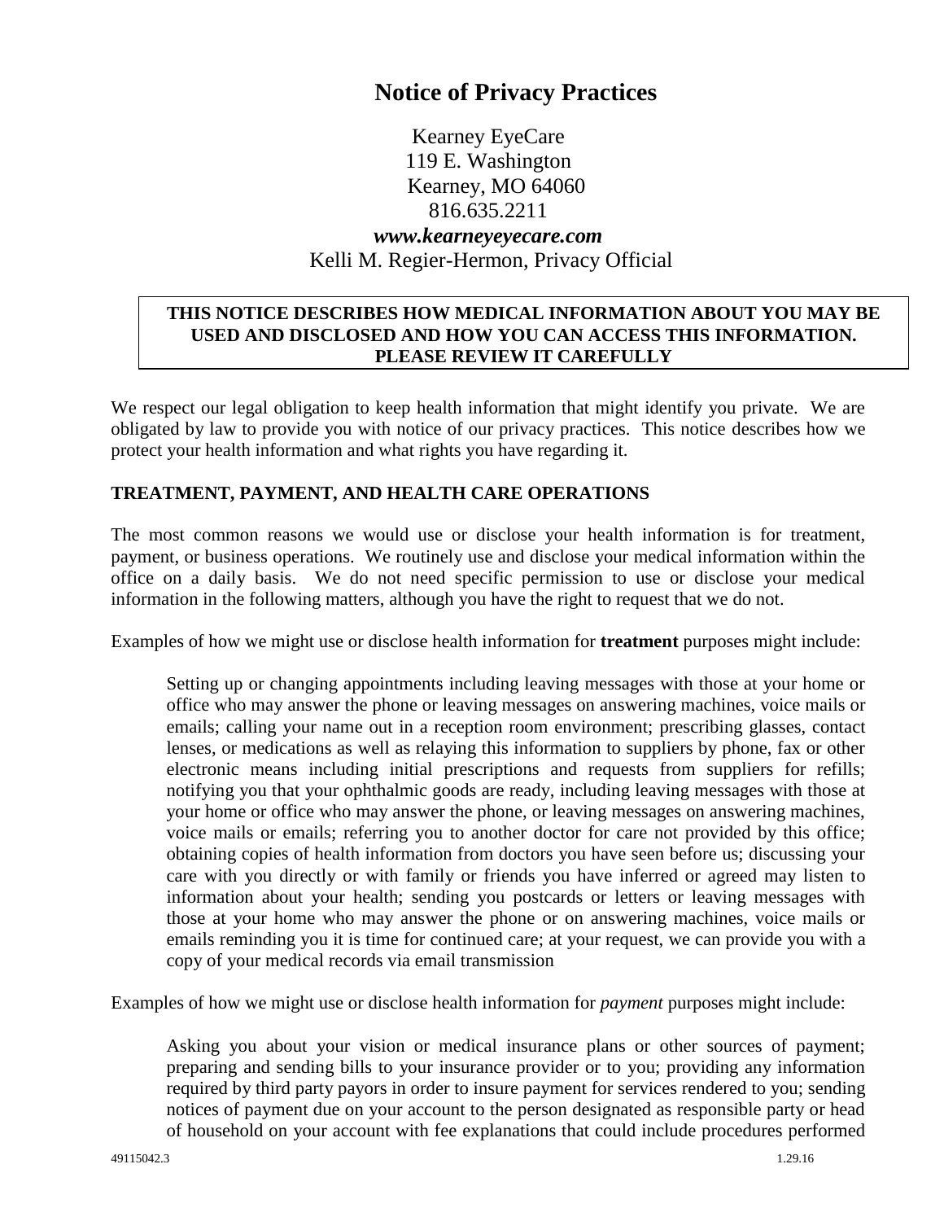# Notice of Privacy Practices

Kearney EyeCare
119 E. Washington
Kearney, MO 64060
816.635.2211
***www.kearneyeyecare.com***
Kelli M. Regier-Hermon, Privacy Official

**THIS NOTICE DESCRIBES HOW MEDICAL INFORMATION ABOUT YOU MAY BE USED AND DISCLOSED AND HOW YOU CAN ACCESS THIS INFORMATION. PLEASE REVIEW IT CAREFULLY**

We respect our legal obligation to keep health information that might identify you private. We are obligated by law to provide you with notice of our privacy practices. This notice describes how we protect your health information and what rights you have regarding it.

## TREATMENT, PAYMENT, AND HEALTH CARE OPERATIONS

The most common reasons we would use or disclose your health information is for treatment, payment, or business operations. We routinely use and disclose your medical information within the office on a daily basis. We do not need specific permission to use or disclose your medical information in the following matters, although you have the right to request that we do not.

Examples of how we might use or disclose health information for **treatment** purposes might include:

> Setting up or changing appointments including leaving messages with those at your home or office who may answer the phone or leaving messages on answering machines, voice mails or emails; calling your name out in a reception room environment; prescribing glasses, contact lenses, or medications as well as relaying this information to suppliers by phone, fax or other electronic means including initial prescriptions and requests from suppliers for refills; notifying you that your ophthalmic goods are ready, including leaving messages with those at your home or office who may answer the phone, or leaving messages on answering machines, voice mails or emails; referring you to another doctor for care not provided by this office; obtaining copies of health information from doctors you have seen before us; discussing your care with you directly or with family or friends you have inferred or agreed may listen to information about your health; sending you postcards or letters or leaving messages with those at your home who may answer the phone or on answering machines, voice mails or emails reminding you it is time for continued care; at your request, we can provide you with a copy of your medical records via email transmission

Examples of how we might use or disclose health information for *payment* purposes might include:

> Asking you about your vision or medical insurance plans or other sources of payment; preparing and sending bills to your insurance provider or to you; providing any information required by third party payors in order to insure payment for services rendered to you; sending notices of payment due on your account to the person designated as responsible party or head of household on your account with fee explanations that could include procedures performed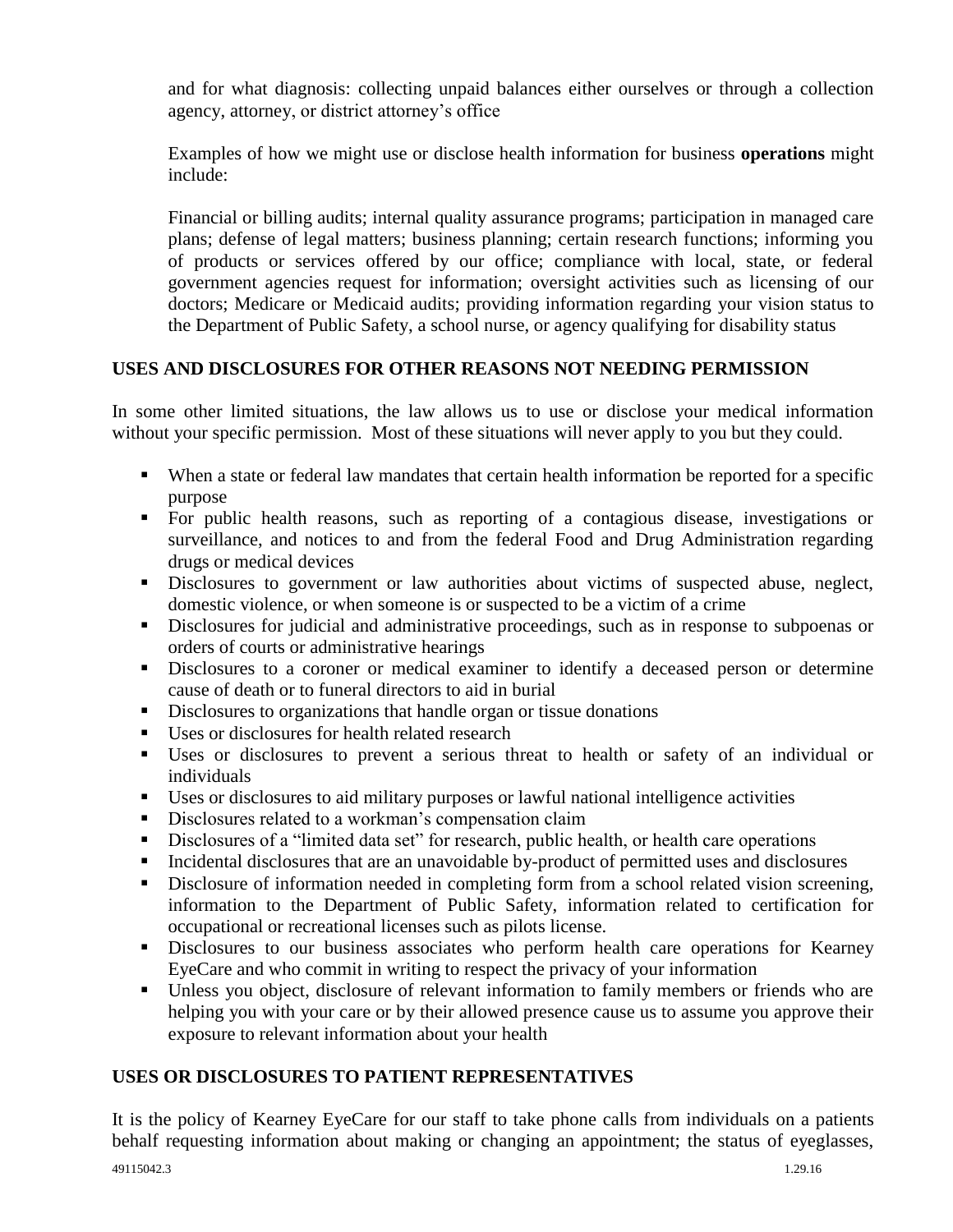and for what diagnosis: collecting unpaid balances either ourselves or through a collection agency, attorney, or district attorney's office

Examples of how we might use or disclose health information for business **operations** might include:

Financial or billing audits; internal quality assurance programs; participation in managed care plans; defense of legal matters; business planning; certain research functions; informing you of products or services offered by our office; compliance with local, state, or federal government agencies request for information; oversight activities such as licensing of our doctors; Medicare or Medicaid audits; providing information regarding your vision status to the Department of Public Safety, a school nurse, or agency qualifying for disability status

## USES AND DISCLOSURES FOR OTHER REASONS NOT NEEDING PERMISSION

In some other limited situations, the law allows us to use or disclose your medical information without your specific permission. Most of these situations will never apply to you but they could.

- When a state or federal law mandates that certain health information be reported for a specific purpose
- For public health reasons, such as reporting of a contagious disease, investigations or surveillance, and notices to and from the federal Food and Drug Administration regarding drugs or medical devices
- Disclosures to government or law authorities about victims of suspected abuse, neglect, domestic violence, or when someone is or suspected to be a victim of a crime
- Disclosures for judicial and administrative proceedings, such as in response to subpoenas or orders of courts or administrative hearings
- Disclosures to a coroner or medical examiner to identify a deceased person or determine cause of death or to funeral directors to aid in burial
- Disclosures to organizations that handle organ or tissue donations
- Uses or disclosures for health related research
- Uses or disclosures to prevent a serious threat to health or safety of an individual or individuals
- Uses or disclosures to aid military purposes or lawful national intelligence activities
- Disclosures related to a workman's compensation claim
- Disclosures of a "limited data set" for research, public health, or health care operations
- Incidental disclosures that are an unavoidable by-product of permitted uses and disclosures
- Disclosure of information needed in completing form from a school related vision screening, information to the Department of Public Safety, information related to certification for occupational or recreational licenses such as pilots license.
- Disclosures to our business associates who perform health care operations for Kearney EyeCare and who commit in writing to respect the privacy of your information
- Unless you object, disclosure of relevant information to family members or friends who are helping you with your care or by their allowed presence cause us to assume you approve their exposure to relevant information about your health

## USES OR DISCLOSURES TO PATIENT REPRESENTATIVES

It is the policy of Kearney EyeCare for our staff to take phone calls from individuals on a patients behalf requesting information about making or changing an appointment; the status of eyeglasses,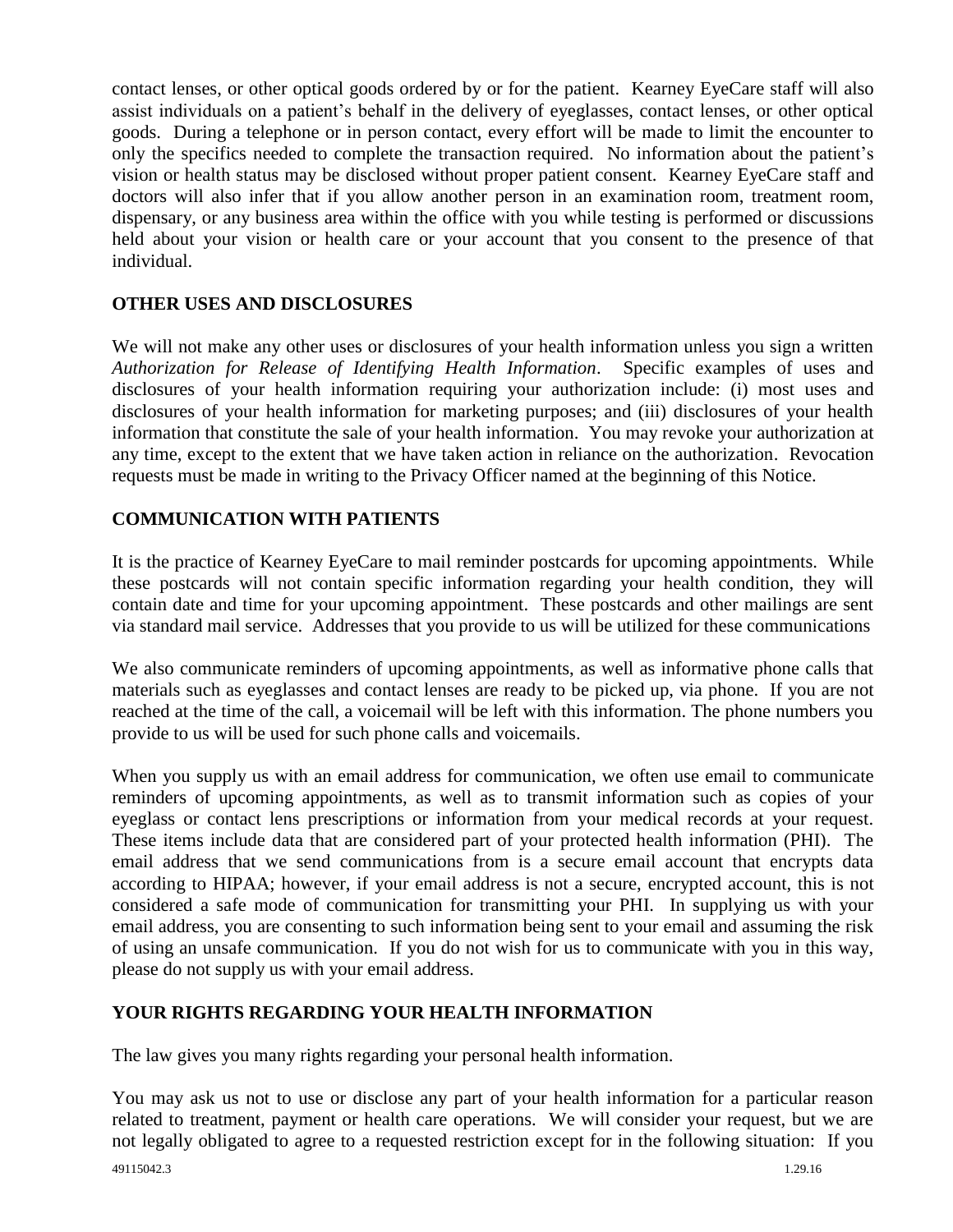contact lenses, or other optical goods ordered by or for the patient. Kearney EyeCare staff will also assist individuals on a patient's behalf in the delivery of eyeglasses, contact lenses, or other optical goods. During a telephone or in person contact, every effort will be made to limit the encounter to only the specifics needed to complete the transaction required. No information about the patient's vision or health status may be disclosed without proper patient consent. Kearney EyeCare staff and doctors will also infer that if you allow another person in an examination room, treatment room, dispensary, or any business area within the office with you while testing is performed or discussions held about your vision or health care or your account that you consent to the presence of that individual.

## OTHER USES AND DISCLOSURES

We will not make any other uses or disclosures of your health information unless you sign a written *Authorization for Release of Identifying Health Information*. Specific examples of uses and disclosures of your health information requiring your authorization include: (i) most uses and disclosures of your health information for marketing purposes; and (iii) disclosures of your health information that constitute the sale of your health information. You may revoke your authorization at any time, except to the extent that we have taken action in reliance on the authorization. Revocation requests must be made in writing to the Privacy Officer named at the beginning of this Notice.

## COMMUNICATION WITH PATIENTS

It is the practice of Kearney EyeCare to mail reminder postcards for upcoming appointments. While these postcards will not contain specific information regarding your health condition, they will contain date and time for your upcoming appointment. These postcards and other mailings are sent via standard mail service. Addresses that you provide to us will be utilized for these communications

We also communicate reminders of upcoming appointments, as well as informative phone calls that materials such as eyeglasses and contact lenses are ready to be picked up, via phone. If you are not reached at the time of the call, a voicemail will be left with this information. The phone numbers you provide to us will be used for such phone calls and voicemails.

When you supply us with an email address for communication, we often use email to communicate reminders of upcoming appointments, as well as to transmit information such as copies of your eyeglass or contact lens prescriptions or information from your medical records at your request. These items include data that are considered part of your protected health information (PHI). The email address that we send communications from is a secure email account that encrypts data according to HIPAA; however, if your email address is not a secure, encrypted account, this is not considered a safe mode of communication for transmitting your PHI. In supplying us with your email address, you are consenting to such information being sent to your email and assuming the risk of using an unsafe communication. If you do not wish for us to communicate with you in this way, please do not supply us with your email address.

## YOUR RIGHTS REGARDING YOUR HEALTH INFORMATION

The law gives you many rights regarding your personal health information.

You may ask us not to use or disclose any part of your health information for a particular reason related to treatment, payment or health care operations. We will consider your request, but we are not legally obligated to agree to a requested restriction except for in the following situation: If you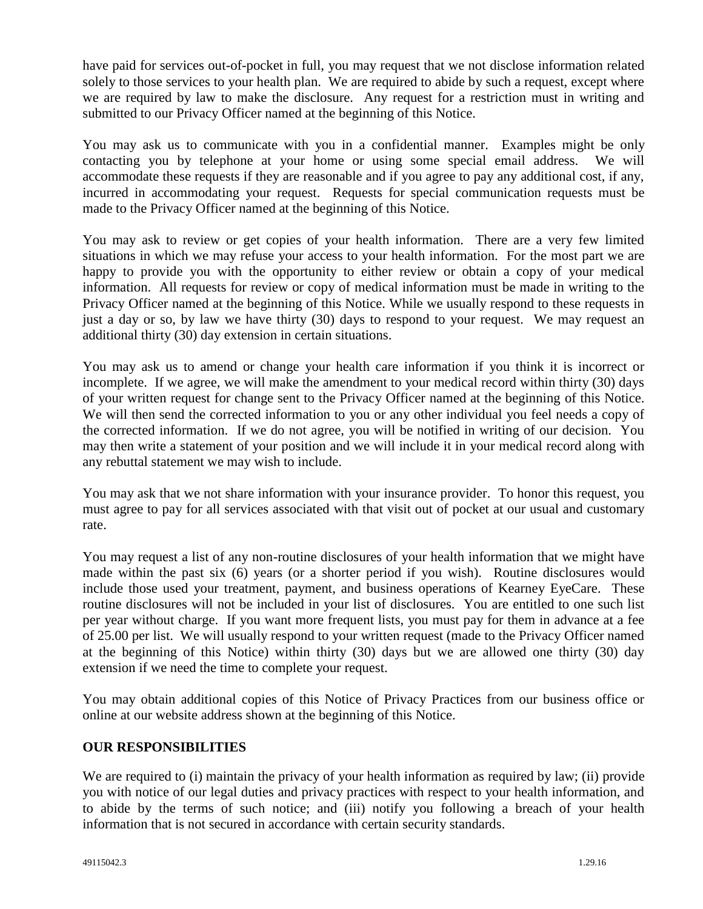have paid for services out-of-pocket in full, you may request that we not disclose information related solely to those services to your health plan. We are required to abide by such a request, except where we are required by law to make the disclosure. Any request for a restriction must in writing and submitted to our Privacy Officer named at the beginning of this Notice.

You may ask us to communicate with you in a confidential manner. Examples might be only contacting you by telephone at your home or using some special email address. We will accommodate these requests if they are reasonable and if you agree to pay any additional cost, if any, incurred in accommodating your request. Requests for special communication requests must be made to the Privacy Officer named at the beginning of this Notice.

You may ask to review or get copies of your health information. There are a very few limited situations in which we may refuse your access to your health information. For the most part we are happy to provide you with the opportunity to either review or obtain a copy of your medical information. All requests for review or copy of medical information must be made in writing to the Privacy Officer named at the beginning of this Notice. While we usually respond to these requests in just a day or so, by law we have thirty (30) days to respond to your request. We may request an additional thirty (30) day extension in certain situations.

You may ask us to amend or change your health care information if you think it is incorrect or incomplete. If we agree, we will make the amendment to your medical record within thirty (30) days of your written request for change sent to the Privacy Officer named at the beginning of this Notice. We will then send the corrected information to you or any other individual you feel needs a copy of the corrected information. If we do not agree, you will be notified in writing of our decision. You may then write a statement of your position and we will include it in your medical record along with any rebuttal statement we may wish to include.

You may ask that we not share information with your insurance provider. To honor this request, you must agree to pay for all services associated with that visit out of pocket at our usual and customary rate.

You may request a list of any non-routine disclosures of your health information that we might have made within the past six (6) years (or a shorter period if you wish). Routine disclosures would include those used your treatment, payment, and business operations of Kearney EyeCare. These routine disclosures will not be included in your list of disclosures. You are entitled to one such list per year without charge. If you want more frequent lists, you must pay for them in advance at a fee of 25.00 per list. We will usually respond to your written request (made to the Privacy Officer named at the beginning of this Notice) within thirty (30) days but we are allowed one thirty (30) day extension if we need the time to complete your request.

You may obtain additional copies of this Notice of Privacy Practices from our business office or online at our website address shown at the beginning of this Notice.

## OUR RESPONSIBILITIES

We are required to (i) maintain the privacy of your health information as required by law; (ii) provide you with notice of our legal duties and privacy practices with respect to your health information, and to abide by the terms of such notice; and (iii) notify you following a breach of your health information that is not secured in accordance with certain security standards.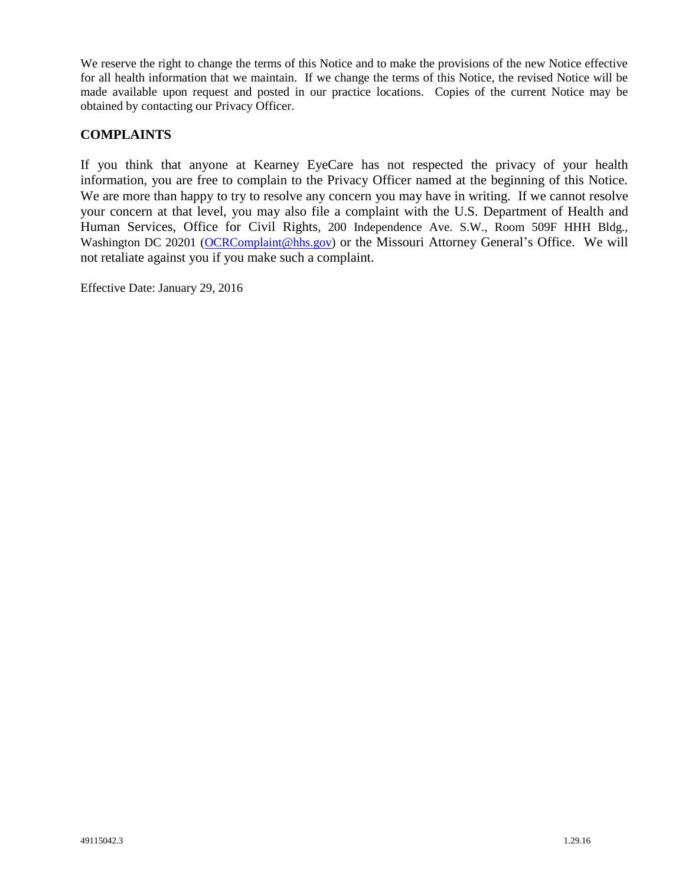We reserve the right to change the terms of this Notice and to make the provisions of the new Notice effective for all health information that we maintain. If we change the terms of this Notice, the revised Notice will be made available upon request and posted in our practice locations. Copies of the current Notice may be obtained by contacting our Privacy Officer.

## COMPLAINTS

If you think that anyone at Kearney EyeCare has not respected the privacy of your health information, you are free to complain to the Privacy Officer named at the beginning of this Notice. We are more than happy to try to resolve any concern you may have in writing. If we cannot resolve your concern at that level, you may also file a complaint with the U.S. Department of Health and Human Services, Office for Civil Rights, 200 Independence Ave. S.W., Room 509F HHH Bldg., Washington DC 20201 (OCRComplaint@hhs.gov) or the Missouri Attorney General's Office. We will not retaliate against you if you make such a complaint.

Effective Date: January 29, 2016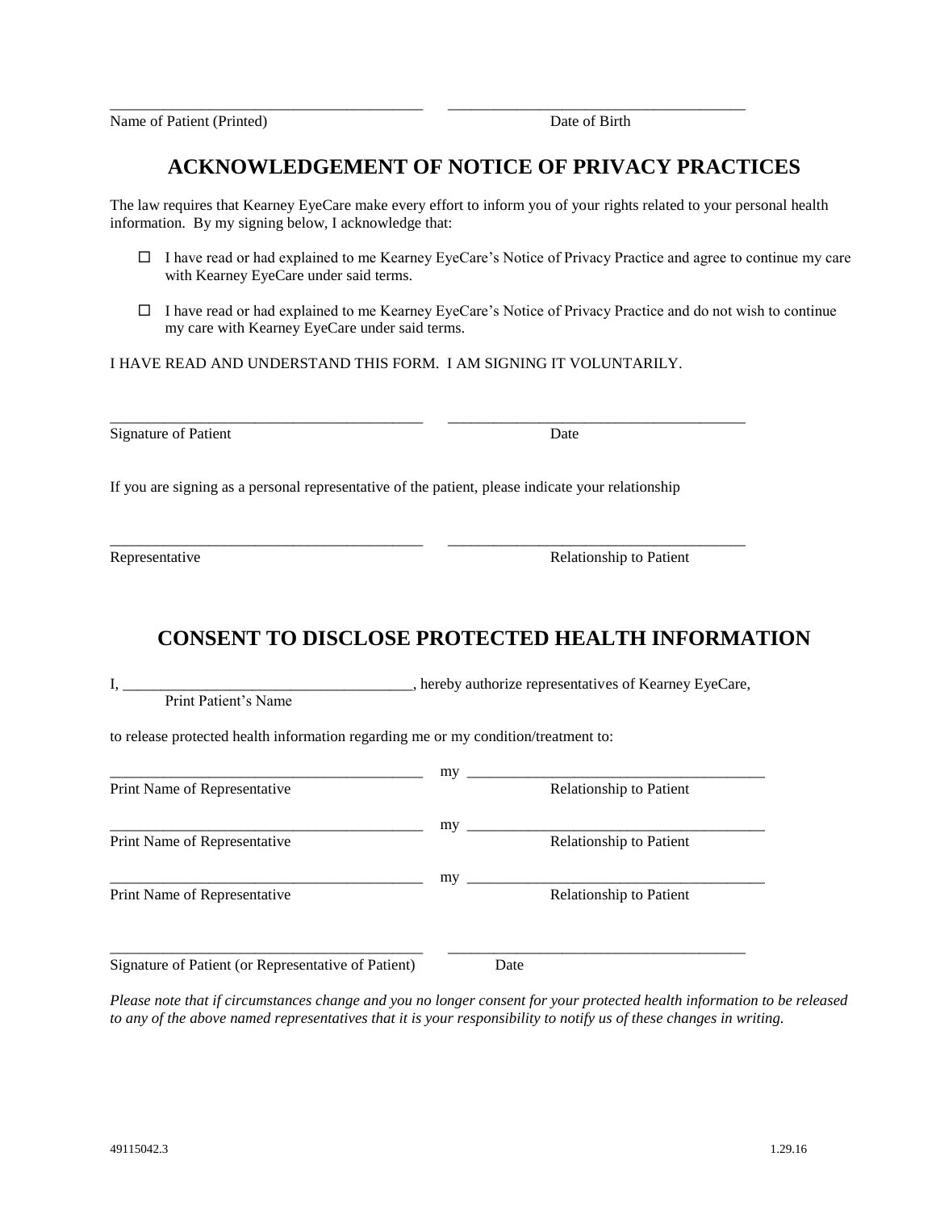\_\_\_\_\_\_\_\_\_\_\_\_\_\_\_\_\_\_\_\_\_\_\_\_\_\_\_\_\_\_\_\_\_\_\_\_\_\_\_\_ \_\_\_\_\_\_\_\_\_\_\_\_\_\_\_\_\_\_\_\_\_\_\_\_\_\_\_\_\_\_\_\_\_\_\_\_\_\_
Name of Patient (Printed) Date of Birth

## ACKNOWLEDGEMENT OF NOTICE OF PRIVACY PRACTICES

The law requires that Kearney EyeCare make every effort to inform you of your rights related to your personal health information. By my signing below, I acknowledge that:

- ☐ I have read or had explained to me Kearney EyeCare's Notice of Privacy Practice and agree to continue my care with Kearney EyeCare under said terms.
- ☐ I have read or had explained to me Kearney EyeCare's Notice of Privacy Practice and do not wish to continue my care with Kearney EyeCare under said terms.

I HAVE READ AND UNDERSTAND THIS FORM. I AM SIGNING IT VOLUNTARILY.

\_\_\_\_\_\_\_\_\_\_\_\_\_\_\_\_\_\_\_\_\_\_\_\_\_\_\_\_\_\_\_\_\_\_\_\_\_\_\_\_ \_\_\_\_\_\_\_\_\_\_\_\_\_\_\_\_\_\_\_\_\_\_\_\_\_\_\_\_\_\_\_\_\_\_\_\_\_\_
Signature of Patient Date

If you are signing as a personal representative of the patient, please indicate your relationship

\_\_\_\_\_\_\_\_\_\_\_\_\_\_\_\_\_\_\_\_\_\_\_\_\_\_\_\_\_\_\_\_\_\_\_\_\_\_\_\_ \_\_\_\_\_\_\_\_\_\_\_\_\_\_\_\_\_\_\_\_\_\_\_\_\_\_\_\_\_\_\_\_\_\_\_\_\_\_
Representative Relationship to Patient

## CONSENT TO DISCLOSE PROTECTED HEALTH INFORMATION

I, \_\_\_\_\_\_\_\_\_\_\_\_\_\_\_\_\_\_\_\_\_\_\_\_\_\_\_\_\_\_\_\_\_\_\_\_\_\_, hereby authorize representatives of Kearney EyeCare,
Print Patient's Name

to release protected health information regarding me or my condition/treatment to:

\_\_\_\_\_\_\_\_\_\_\_\_\_\_\_\_\_\_\_\_\_\_\_\_\_\_\_\_\_\_\_\_\_\_\_\_\_\_\_\_ my \_\_\_\_\_\_\_\_\_\_\_\_\_\_\_\_\_\_\_\_\_\_\_\_\_\_\_\_\_\_\_\_\_\_\_\_\_\_
Print Name of Representative Relationship to Patient

\_\_\_\_\_\_\_\_\_\_\_\_\_\_\_\_\_\_\_\_\_\_\_\_\_\_\_\_\_\_\_\_\_\_\_\_\_\_\_\_ my \_\_\_\_\_\_\_\_\_\_\_\_\_\_\_\_\_\_\_\_\_\_\_\_\_\_\_\_\_\_\_\_\_\_\_\_\_\_
Print Name of Representative Relationship to Patient

\_\_\_\_\_\_\_\_\_\_\_\_\_\_\_\_\_\_\_\_\_\_\_\_\_\_\_\_\_\_\_\_\_\_\_\_\_\_\_\_ my \_\_\_\_\_\_\_\_\_\_\_\_\_\_\_\_\_\_\_\_\_\_\_\_\_\_\_\_\_\_\_\_\_\_\_\_\_\_
Print Name of Representative Relationship to Patient

\_\_\_\_\_\_\_\_\_\_\_\_\_\_\_\_\_\_\_\_\_\_\_\_\_\_\_\_\_\_\_\_\_\_\_\_\_\_\_\_ \_\_\_\_\_\_\_\_\_\_\_\_\_\_\_\_\_\_\_\_\_\_\_\_\_\_\_\_\_\_\_\_\_\_\_\_\_\_
Signature of Patient (or Representative of Patient) Date

*Please note that if circumstances change and you no longer consent for your protected health information to be released to any of the above named representatives that it is your responsibility to notify us of these changes in writing.*

49115042.3 1.29.16